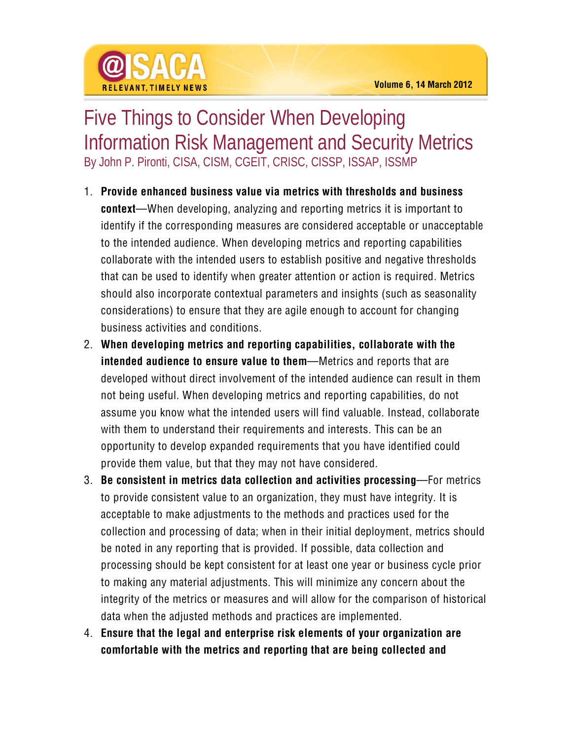# Five Things to Consider When Developing Information Risk Management and Security Metrics

By John P. Pironti, CISA, CISM, CGEIT, CRISC, CISSP, ISSAP, ISSMP

1. **Provide enhanced business value via metrics with thresholds and business context**—When developing, analyzing and reporting metrics it is important to identify if the corresponding measures are considered acceptable or unacceptable to the intended audience. When developing metrics and reporting capabilities collaborate with the intended users to establish positive and negative thresholds that can be used to identify when greater attention or action is required. Metrics should also incorporate contextual parameters and insights (such as seasonality considerations) to ensure that they are agile enough to account for changing business activities and conditions.
2. **When developing metrics and reporting capabilities, collaborate with the intended audience to ensure value to them**—Metrics and reports that are developed without direct involvement of the intended audience can result in them not being useful. When developing metrics and reporting capabilities, do not assume you know what the intended users will find valuable. Instead, collaborate with them to understand their requirements and interests. This can be an opportunity to develop expanded requirements that you have identified could provide them value, but that they may not have considered.
3. **Be consistent in metrics data collection and activities processing**—For metrics to provide consistent value to an organization, they must have integrity. It is acceptable to make adjustments to the methods and practices used for the collection and processing of data; when in their initial deployment, metrics should be noted in any reporting that is provided. If possible, data collection and processing should be kept consistent for at least one year or business cycle prior to making any material adjustments. This will minimize any concern about the integrity of the metrics or measures and will allow for the comparison of historical data when the adjusted methods and practices are implemented.
4. **Ensure that the legal and enterprise risk elements of your organization are comfortable with the metrics and reporting that are being collected and**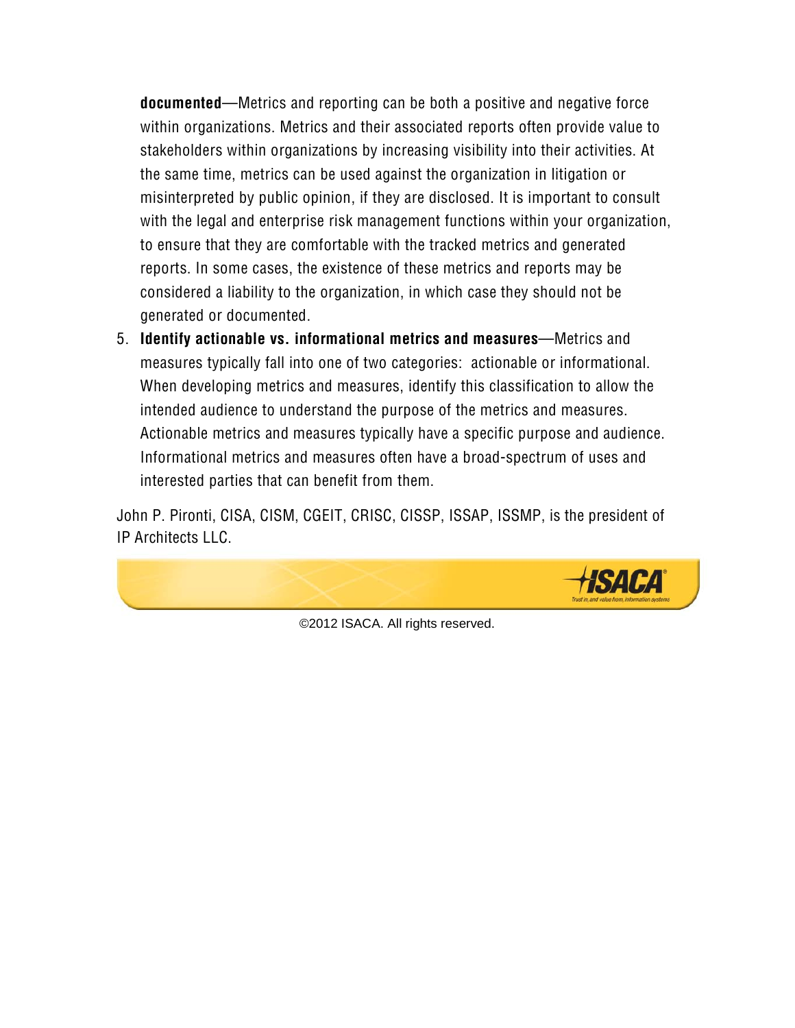**documented**—Metrics and reporting can be both a positive and negative force within organizations. Metrics and their associated reports often provide value to stakeholders within organizations by increasing visibility into their activities. At the same time, metrics can be used against the organization in litigation or misinterpreted by public opinion, if they are disclosed. It is important to consult with the legal and enterprise risk management functions within your organization, to ensure that they are comfortable with the tracked metrics and generated reports. In some cases, the existence of these metrics and reports may be considered a liability to the organization, in which case they should not be generated or documented.

5. **Identify actionable vs. informational metrics and measures**—Metrics and measures typically fall into one of two categories: actionable or informational. When developing metrics and measures, identify this classification to allow the intended audience to understand the purpose of the metrics and measures. Actionable metrics and measures typically have a specific purpose and audience. Informational metrics and measures often have a broad-spectrum of uses and interested parties that can benefit from them.

John P. Pironti, CISA, CISM, CGEIT, CRISC, CISSP, ISSAP, ISSMP, is the president of IP Architects LLC.

©2012 ISACA. All rights reserved.